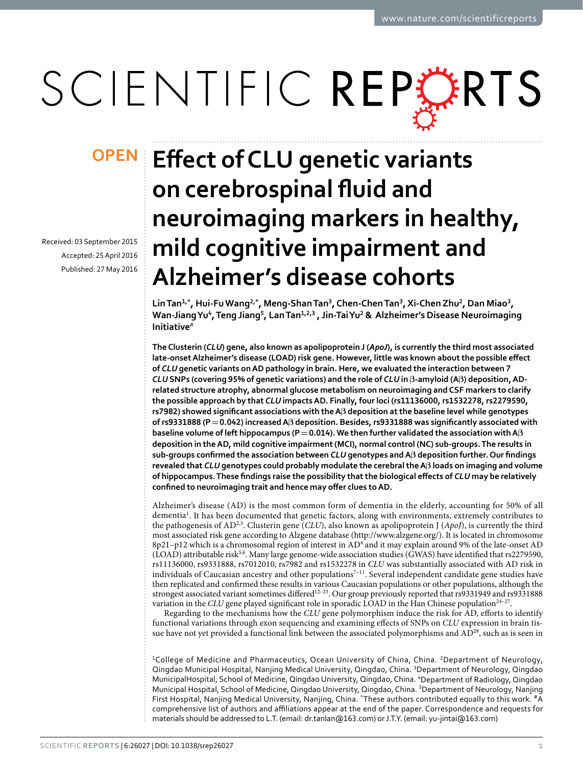OPEN

Received: 03 September 2015

Accepted: 25 April 2016

Published: 27 May 2016

# Effect of CLU genetic variants on cerebrospinal fluid and neuroimaging markers in healthy, mild cognitive impairment and Alzheimer's disease cohorts

**Lin Tan[1,*], Hui-Fu Wang[2,*], Meng-Shan Tan[3], Chen-Chen Tan[3], Xi-Chen Zhu[2], Dan Miao[3], Wan-Jiang Yu[4], Teng Jiang[5], Lan Tan[1,2,3], Jin-Tai Yu[2] & Alzheimer's Disease Neuroimaging Initiative[#]**

**The Clusterin (*CLU*) gene, also known as apolipoprotein J (*ApoJ*), is currently the third most associated late-onset Alzheimer's disease (LOAD) risk gene. However, little was known about the possible effect of *CLU* genetic variants on AD pathology in brain. Here, we evaluated the interaction between 7 *CLU* SNPs (covering 95% of genetic variations) and the role of *CLU* in β-amyloid (Aβ) deposition, AD-related structure atrophy, abnormal glucose metabolism on neuroimaging and CSF markers to clarify the possible approach by that *CLU* impacts AD. Finally, four loci (rs11136000, rs1532278, rs2279590, rs7982) showed significant associations with the Aβ deposition at the baseline level while genotypes of rs9331888 ($P = 0.042$) increased Aβ deposition. Besides, rs9331888 was significantly associated with baseline volume of left hippocampus ($P = 0.014$). We then further validated the association with Aβ deposition in the AD, mild cognitive impairment (MCI), normal control (NC) sub-groups. The results in sub-groups confirmed the association between *CLU* genotypes and Aβ deposition further. Our findings revealed that *CLU* genotypes could probably modulate the cerebral the Aβ loads on imaging and volume of hippocampus. These findings raise the possibility that the biological effects of *CLU* may be relatively confined to neuroimaging trait and hence may offer clues to AD.**

Alzheimer's disease (AD) is the most common form of dementia in the elderly, accounting for 50% of all dementia[1]. It has been documented that genetic factors, along with environments, extremely contributes to the pathogenesis of AD[2,3]. Clusterin gene (*CLU*), also known as apolipoprotein J (*ApoJ*), is currently the third most associated risk gene according to Alzgene database (http://www.alzgene.org/). It is located in chromosome 8p21–p12 which is a chromosomal region of interest in AD[4] and it may explain around 9% of the late-onset AD (LOAD) attributable risk[5,6]. Many large genome-wide association studies (GWAS) have identified that rs2279590, rs11136000, rs9331888, rs7012010, rs7982 and rs1532278 in *CLU* was substantially associated with AD risk in individuals of Caucasian ancestry and other populations[7–11]. Several independent candidate gene studies have then replicated and confirmed these results in various Caucasian populations or other populations, although the strongest associated variant sometimes differed[12–23]. Our group previously reported that rs9331949 and rs9331888 variation in the *CLU* gene played significant role in sporadic LOAD in the Han Chinese population[24–27].

Regarding to the mechanisms how the *CLU* gene polymorphism induce the risk for AD, efforts to identify functional variations through exon sequencing and examining effects of SNPs on *CLU* expression in brain tissue have not yet provided a functional link between the associated polymorphisms and AD[28], such as is seen in

[1]College of Medicine and Pharmaceutics, Ocean University of China, China. [2]Department of Neurology, Qingdao Municipal Hospital, Nanjing Medical University, Qingdao, China. [3]Department of Neurology, Qingdao MunicipalHospital, School of Medicine, Qingdao University, Qingdao, China. [4]Department of Radiology, Qingdao Municipal Hospital, School of Medicine, Qingdao University, Qingdao, China. [5]Department of Neurology, Nanjing First Hospital, Nanjing Medical University, Nanjing, China. *These authors contributed equally to this work. #A comprehensive list of authors and affiliations appear at the end of the paper. Correspondence and requests for materials should be addressed to L.T. (email: dr.tanlan@163.com) or J.T.Y. (email: yu-jintai@163.com)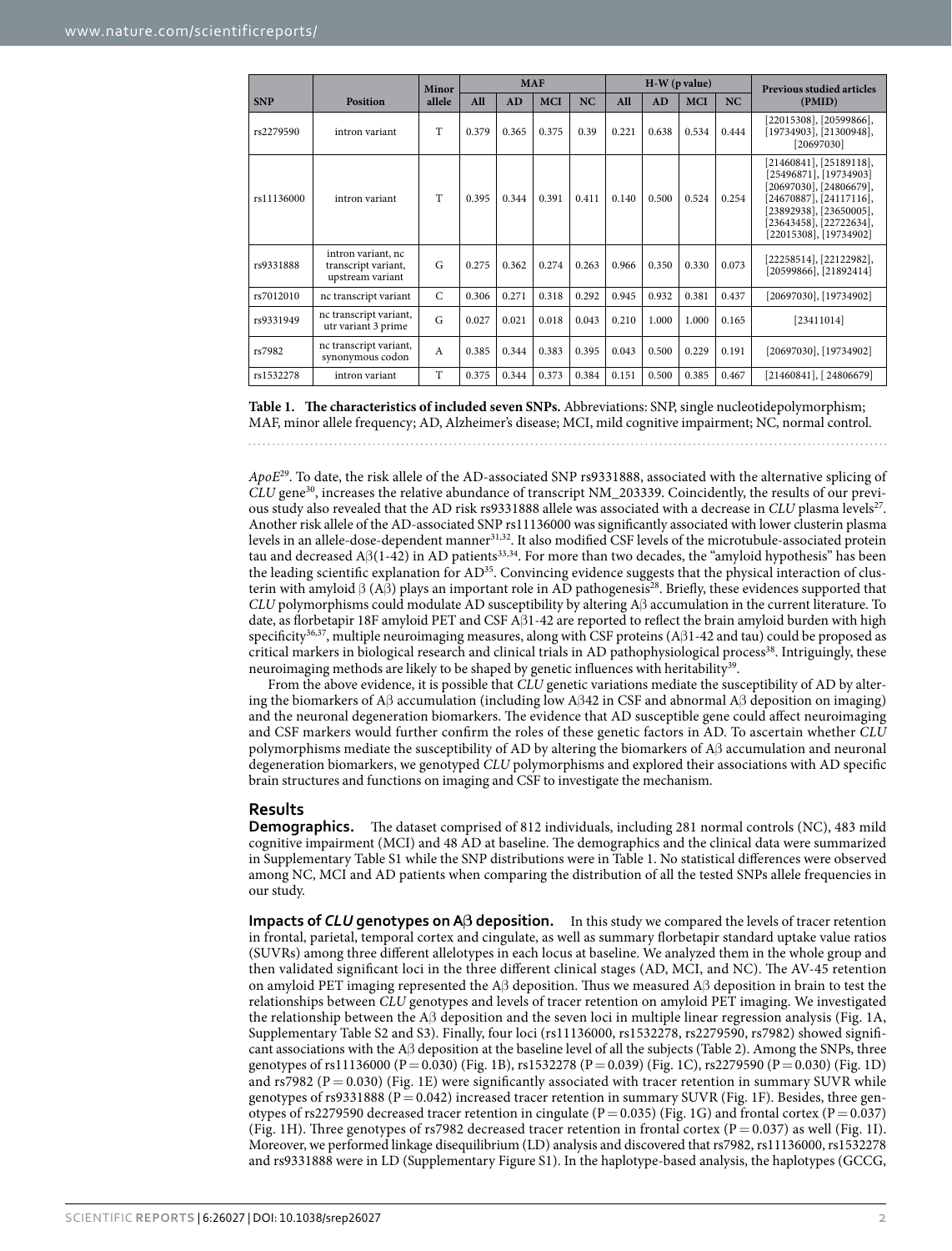| SNP | Position | Minor allele | MAF | | | | H-W (p value) | | | | Previous studied articles (PMID) |
|---|---|---|---|---|---|---|---|---|---|---|---|
| | | | All | AD | MCI | NC | All | AD | MCI | NC | |
| rs2279590 | intron variant | T | 0.379 | 0.365 | 0.375 | 0.39 | 0.221 | 0.638 | 0.534 | 0.444 | [22015308], [20599866], [19734903], [21300948], [20697030] |
| rs11136000 | intron variant | T | 0.395 | 0.344 | 0.391 | 0.411 | 0.140 | 0.500 | 0.524 | 0.254 | [21460841], [25189118], [25496871], [19734903] [20697030], [24806679], [24670887], [24117116], [23892938], [23650005], [23643458], [22722634], [22015308], [19734902] |
| rs9331888 | intron variant, nc transcript variant, upstream variant | G | 0.275 | 0.362 | 0.274 | 0.263 | 0.966 | 0.350 | 0.330 | 0.073 | [22258514], [22122982], [20599866], [21892414] |
| rs7012010 | nc transcript variant | C | 0.306 | 0.271 | 0.318 | 0.292 | 0.945 | 0.932 | 0.381 | 0.437 | [20697030], [19734902] |
| rs9331949 | nc transcript variant, utr variant 3 prime | G | 0.027 | 0.021 | 0.018 | 0.043 | 0.210 | 1.000 | 1.000 | 0.165 | [23411014] |
| rs7982 | nc transcript variant, synonymous codon | A | 0.385 | 0.344 | 0.383 | 0.395 | 0.043 | 0.500 | 0.229 | 0.191 | [20697030], [19734902] |
| rs1532278 | intron variant | T | 0.375 | 0.344 | 0.373 | 0.384 | 0.151 | 0.500 | 0.385 | 0.467 | [21460841], [ 24806679] |

**Table 1. The characteristics of included seven SNPs.** Abbreviations: SNP, single nucleotidepolymorphism; MAF, minor allele frequency; AD, Alzheimer's disease; MCI, mild cognitive impairment; NC, normal control.

*ApoE*[29]. To date, the risk allele of the AD-associated SNP rs9331888, associated with the alternative splicing of *CLU* gene[30], increases the relative abundance of transcript NM_203339. Coincidently, the results of our previous study also revealed that the AD risk rs9331888 allele was associated with a decrease in *CLU* plasma levels[27]. Another risk allele of the AD-associated SNP rs11136000 was significantly associated with lower clusterin plasma levels in an allele-dose-dependent manner[31,32]. It also modified CSF levels of the microtubule-associated protein tau and decreased Aβ(1-42) in AD patients[33,34]. For more than two decades, the "amyloid hypothesis" has been the leading scientific explanation for AD[35]. Convincing evidence suggests that the physical interaction of clusterin with amyloid β (Aβ) plays an important role in AD pathogenesis[28]. Briefly, these evidences supported that *CLU* polymorphisms could modulate AD susceptibility by altering Aβ accumulation in the current literature. To date, as florbetapir 18F amyloid PET and CSF Aβ1-42 are reported to reflect the brain amyloid burden with high specificity[36,37], multiple neuroimaging measures, along with CSF proteins (Aβ1-42 and tau) could be proposed as critical markers in biological research and clinical trials in AD pathophysiological process[38]. Intriguingly, these neuroimaging methods are likely to be shaped by genetic influences with heritability[39].

From the above evidence, it is possible that *CLU* genetic variations mediate the susceptibility of AD by altering the biomarkers of Aβ accumulation (including low Aβ42 in CSF and abnormal Aβ deposition on imaging) and the neuronal degeneration biomarkers. The evidence that AD susceptible gene could affect neuroimaging and CSF markers would further confirm the roles of these genetic factors in AD. To ascertain whether *CLU* polymorphisms mediate the susceptibility of AD by altering the biomarkers of Aβ accumulation and neuronal degeneration biomarkers, we genotyped *CLU* polymorphisms and explored their associations with AD specific brain structures and functions on imaging and CSF to investigate the mechanism.

## Results

**Demographics.** The dataset comprised of 812 individuals, including 281 normal controls (NC), 483 mild cognitive impairment (MCI) and 48 AD at baseline. The demographics and the clinical data were summarized in Supplementary Table S1 while the SNP distributions were in Table 1. No statistical differences were observed among NC, MCI and AD patients when comparing the distribution of all the tested SNPs allele frequencies in our study.

**Impacts of *CLU* genotypes on Aβ deposition.** In this study we compared the levels of tracer retention in frontal, parietal, temporal cortex and cingulate, as well as summary florbetapir standard uptake value ratios (SUVRs) among three different allelotypes in each locus at baseline. We analyzed them in the whole group and then validated significant loci in the three different clinical stages (AD, MCI, and NC). The AV-45 retention on amyloid PET imaging represented the Aβ deposition. Thus we measured Aβ deposition in brain to test the relationships between *CLU* genotypes and levels of tracer retention on amyloid PET imaging. We investigated the relationship between the Aβ deposition and the seven loci in multiple linear regression analysis (Fig. 1A, Supplementary Table S2 and S3). Finally, four loci (rs11136000, rs1532278, rs2279590, rs7982) showed significant associations with the Aβ deposition at the baseline level of all the subjects (Table 2). Among the SNPs, three genotypes of rs11136000 ($P = 0.030$) (Fig. 1B), rs1532278 ($P = 0.039$) (Fig. 1C), rs2279590 ($P = 0.030$) (Fig. 1D) and rs7982 ($P = 0.030$) (Fig. 1E) were significantly associated with tracer retention in summary SUVR while genotypes of rs9331888 ($P = 0.042$) increased tracer retention in summary SUVR (Fig. 1F). Besides, three genotypes of rs2279590 decreased tracer retention in cingulate ($P = 0.035$) (Fig. 1G) and frontal cortex ($P = 0.037$) (Fig. 1H). Three genotypes of rs7982 decreased tracer retention in frontal cortex ($P = 0.037$) as well (Fig. 1I). Moreover, we performed linkage disequilibrium (LD) analysis and discovered that rs7982, rs11136000, rs1532278 and rs9331888 were in LD (Supplementary Figure S1). In the haplotype-based analysis, the haplotypes (GCCG,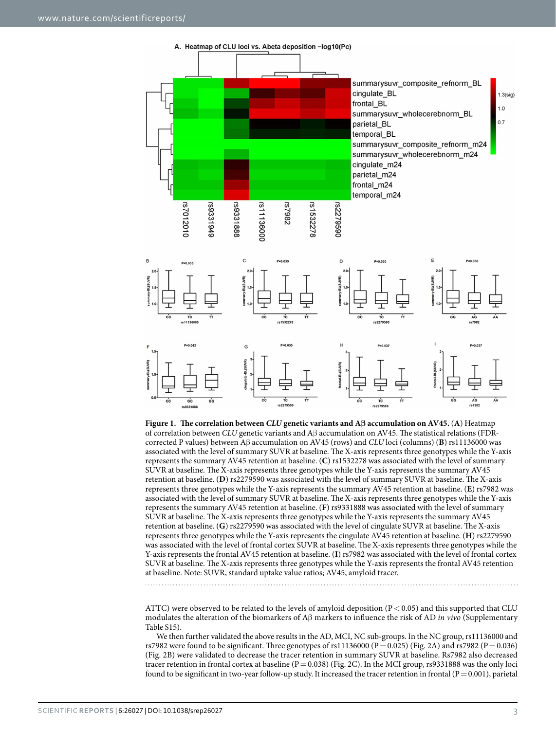**Figure 1. The correlation between *CLU* genetic variants and Aβ accumulation on AV45.** (**A**) Heatmap of correlation between *CLU* genetic variants and Aβ accumulation on AV45. The statistical relations (FDR-corrected P values) between Aβ accumulation on AV45 (rows) and *CLU* loci (columns) (**B**) rs11136000 was associated with the level of summary SUVR at baseline. The X-axis represents three genotypes while the Y-axis represents the summary AV45 retention at baseline. (**C**) rs1532278 was associated with the level of summary SUVR at baseline. The X-axis represents three genotypes while the Y-axis represents the summary AV45 retention at baseline. (**D**) rs2279590 was associated with the level of summary SUVR at baseline. The X-axis represents three genotypes while the Y-axis represents the summary AV45 retention at baseline. (**E**) rs7982 was associated with the level of summary SUVR at baseline. The X-axis represents three genotypes while the Y-axis represents the summary AV45 retention at baseline. (**F**) rs9331888 was associated with the level of summary SUVR at baseline. The X-axis represents three genotypes while the Y-axis represents the summary AV45 retention at baseline. (**G**) rs2279590 was associated with the level of cingulate SUVR at baseline. The X-axis represents three genotypes while the Y-axis represents the cingulate AV45 retention at baseline. (**H**) rs2279590 was associated with the level of frontal cortex SUVR at baseline. The X-axis represents three genotypes while the Y-axis represents the frontal AV45 retention at baseline. (**I**) rs7982 was associated with the level of frontal cortex SUVR at baseline. The X-axis represents three genotypes while the Y-axis represents the frontal AV45 retention at baseline. Note: SUVR, standard uptake value ratios; AV45, amyloid tracer.

ATTC) were observed to be related to the levels of amyloid deposition ($P < 0.05$) and this supported that CLU modulates the alteration of the biomarkers of Aβ markers to influence the risk of AD *in vivo* (Supplementary Table S15).

We then further validated the above results in the AD, MCI, NC sub-groups. In the NC group, rs11136000 and rs7982 were found to be significant. Three genotypes of rs11136000 ($P = 0.025$) (Fig. 2A) and rs7982 ($P = 0.036$) (Fig. 2B) were validated to decrease the tracer retention in summary SUVR at baseline. Rs7982 also decreased tracer retention in frontal cortex at baseline ($P = 0.038$) (Fig. 2C). In the MCI group, rs9331888 was the only loci found to be significant in two-year follow-up study. It increased the tracer retention in frontal ($P = 0.001$), parietal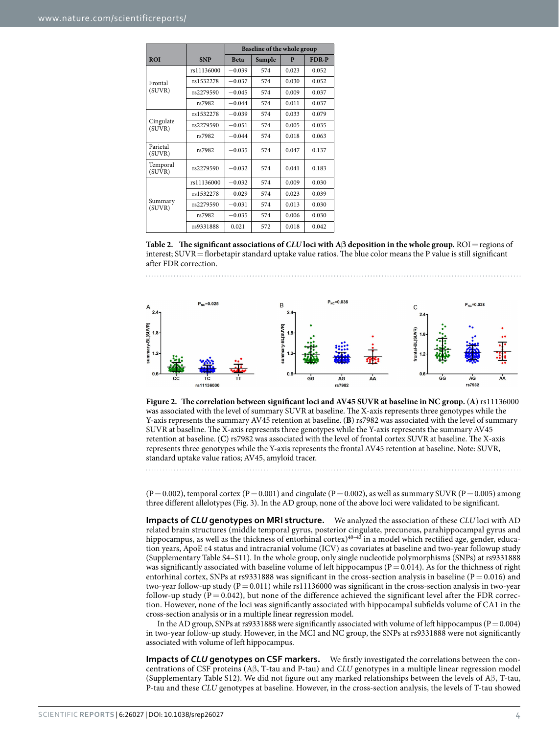| ROI | SNP | Baseline of the whole group | | | |
|---|---|---|---|---|---|
| | | Beta | Sample | P | FDR-P |
| Frontal (SUVR) | rs11136000 | −0.039 | 574 | 0.023 | 0.052 |
| | rs1532278 | −0.037 | 574 | 0.030 | 0.052 |
| | rs2279590 | −0.045 | 574 | 0.009 | 0.037 |
| | rs7982 | −0.044 | 574 | 0.011 | 0.037 |
| Cingulate (SUVR) | rs1532278 | −0.039 | 574 | 0.033 | 0.079 |
| | rs2279590 | −0.051 | 574 | 0.005 | 0.035 |
| | rs7982 | −0.044 | 574 | 0.018 | 0.063 |
| Parietal (SUVR) | rs7982 | −0.035 | 574 | 0.047 | 0.137 |
| Temporal (SUVR) | rs2279590 | −0.032 | 574 | 0.041 | 0.183 |
| Summary (SUVR) | rs11136000 | −0.032 | 574 | 0.009 | 0.030 |
| | rs1532278 | −0.029 | 574 | 0.023 | 0.039 |
| | rs2279590 | −0.031 | 574 | 0.013 | 0.030 |
| | rs7982 | −0.035 | 574 | 0.006 | 0.030 |
| | rs9331888 | 0.021 | 572 | 0.018 | 0.042 |

**Table 2. The significant associations of *CLU* loci with Aβ deposition in the whole group.** ROI = regions of interest; SUVR = florbetapir standard uptake value ratios. The blue color means the P value is still significant after FDR correction.

**Figure 2. The correlation between significant loci and AV45 SUVR at baseline in NC group.** (**A**) rs11136000 was associated with the level of summary SUVR at baseline. The X-axis represents three genotypes while the Y-axis represents the summary AV45 retention at baseline. (**B**) rs7982 was associated with the level of summary SUVR at baseline. The X-axis represents three genotypes while the Y-axis represents the summary AV45 retention at baseline. (**C**) rs7982 was associated with the level of frontal cortex SUVR at baseline. The X-axis represents three genotypes while the Y-axis represents the frontal AV45 retention at baseline. Note: SUVR, standard uptake value ratios; AV45, amyloid tracer.

(P = 0.002), temporal cortex (P = 0.001) and cingulate (P = 0.002), as well as summary SUVR (P = 0.005) among three different allelotypes (Fig. 3). In the AD group, none of the above loci were validated to be significant.

**Impacts of *CLU* genotypes on MRI structure.** We analyzed the association of these *CLU* loci with AD related brain structures (middle temporal gyrus, posterior cingulate, precuneus, parahippocampal gyrus and hippocampus, as well as the thickness of entorhinal cortex)[40–43] in a model which rectified age, gender, education years, ApoE ε4 status and intracranial volume (ICV) as covariates at baseline and two-year followup study (Supplementary Table S4–S11). In the whole group, only single nucleotide polymorphisms (SNPs) at rs9331888 was significantly associated with baseline volume of left hippocampus (P = 0.014). As for the thickness of right entorhinal cortex, SNPs at rs9331888 was significant in the cross-section analysis in baseline (P = 0.016) and two-year follow-up study (P = 0.011) while rs11136000 was significant in the cross-section analysis in two-year follow-up study (P = 0.042), but none of the difference achieved the significant level after the FDR correction. However, none of the loci was significantly associated with hippocampal subfields volume of CA1 in the cross-section analysis or in a multiple linear regression model.

In the AD group, SNPs at rs9331888 were significantly associated with volume of left hippocampus (P = 0.004) in two-year follow-up study. However, in the MCI and NC group, the SNPs at rs9331888 were not significantly associated with volume of left hippocampus.

**Impacts of *CLU* genotypes on CSF markers.** We firstly investigated the correlations between the concentrations of CSF proteins (Aβ, T-tau and P-tau) and *CLU* genotypes in a multiple linear regression model (Supplementary Table S12). We did not figure out any marked relationships between the levels of Aβ, T-tau, P-tau and these *CLU* genotypes at baseline. However, in the cross-section analysis, the levels of T-tau showed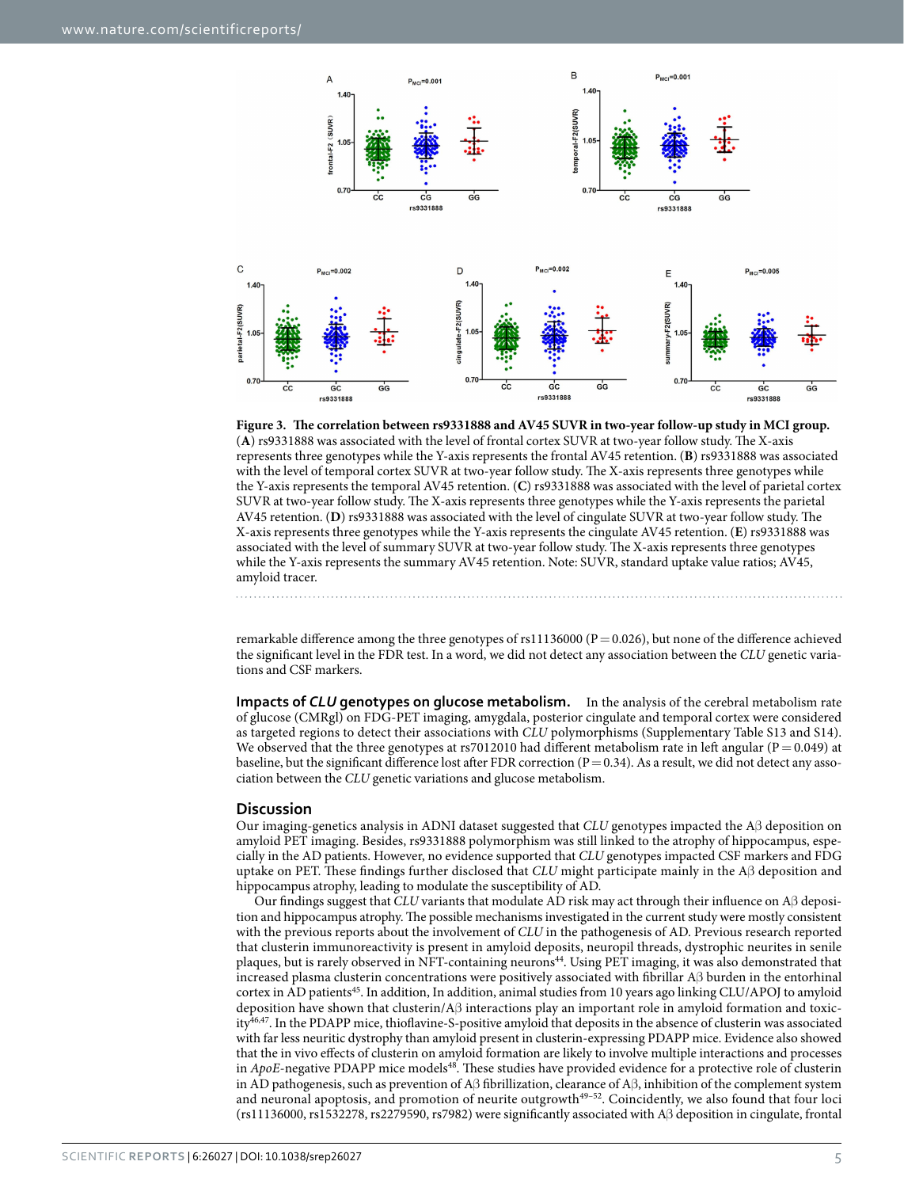**Figure 3. The correlation between rs9331888 and AV45 SUVR in two-year follow-up study in MCI group.** (**A**) rs9331888 was associated with the level of frontal cortex SUVR at two-year follow study. The X-axis represents three genotypes while the Y-axis represents the frontal AV45 retention. (**B**) rs9331888 was associated with the level of temporal cortex SUVR at two-year follow study. The X-axis represents three genotypes while the Y-axis represents the temporal AV45 retention. (**C**) rs9331888 was associated with the level of parietal cortex SUVR at two-year follow study. The X-axis represents three genotypes while the Y-axis represents the parietal AV45 retention. (**D**) rs9331888 was associated with the level of cingulate SUVR at two-year follow study. The X-axis represents three genotypes while the Y-axis represents the cingulate AV45 retention. (**E**) rs9331888 was associated with the level of summary SUVR at two-year follow study. The X-axis represents three genotypes while the Y-axis represents the summary AV45 retention. Note: SUVR, standard uptake value ratios; AV45, amyloid tracer.

remarkable difference among the three genotypes of rs11136000 (P = 0.026), but none of the difference achieved the significant level in the FDR test. In a word, we did not detect any association between the *CLU* genetic variations and CSF markers.

**Impacts of *CLU* genotypes on glucose metabolism.** In the analysis of the cerebral metabolism rate of glucose (CMRgl) on FDG-PET imaging, amygdala, posterior cingulate and temporal cortex were considered as targeted regions to detect their associations with *CLU* polymorphisms (Supplementary Table S13 and S14). We observed that the three genotypes at rs7012010 had different metabolism rate in left angular (P = 0.049) at baseline, but the significant difference lost after FDR correction (P = 0.34). As a result, we did not detect any association between the *CLU* genetic variations and glucose metabolism.

## Discussion

Our imaging-genetics analysis in ADNI dataset suggested that *CLU* genotypes impacted the Aβ deposition on amyloid PET imaging. Besides, rs9331888 polymorphism was still linked to the atrophy of hippocampus, especially in the AD patients. However, no evidence supported that *CLU* genotypes impacted CSF markers and FDG uptake on PET. These findings further disclosed that *CLU* might participate mainly in the Aβ deposition and hippocampus atrophy, leading to modulate the susceptibility of AD.

Our findings suggest that *CLU* variants that modulate AD risk may act through their influence on Aβ deposition and hippocampus atrophy. The possible mechanisms investigated in the current study were mostly consistent with the previous reports about the involvement of *CLU* in the pathogenesis of AD. Previous research reported that clusterin immunoreactivity is present in amyloid deposits, neuropil threads, dystrophic neurites in senile plaques, but is rarely observed in NFT-containing neurons[44]. Using PET imaging, it was also demonstrated that increased plasma clusterin concentrations were positively associated with fibrillar Aβ burden in the entorhinal cortex in AD patients[45]. In addition, In addition, animal studies from 10 years ago linking CLU/APOJ to amyloid deposition have shown that clusterin/Aβ interactions play an important role in amyloid formation and toxicity[46,47]. In the PDAPP mice, thioflavine-S-positive amyloid that deposits in the absence of clusterin was associated with far less neuritic dystrophy than amyloid present in clusterin-expressing PDAPP mice. Evidence also showed that the in vivo effects of clusterin on amyloid formation are likely to involve multiple interactions and processes in *ApoE*-negative PDAPP mice models[48]. These studies have provided evidence for a protective role of clusterin in AD pathogenesis, such as prevention of Aβ fibrillization, clearance of Aβ, inhibition of the complement system and neuronal apoptosis, and promotion of neurite outgrowth[49–52]. Coincidently, we also found that four loci (rs11136000, rs1532278, rs2279590, rs7982) were significantly associated with Aβ deposition in cingulate, frontal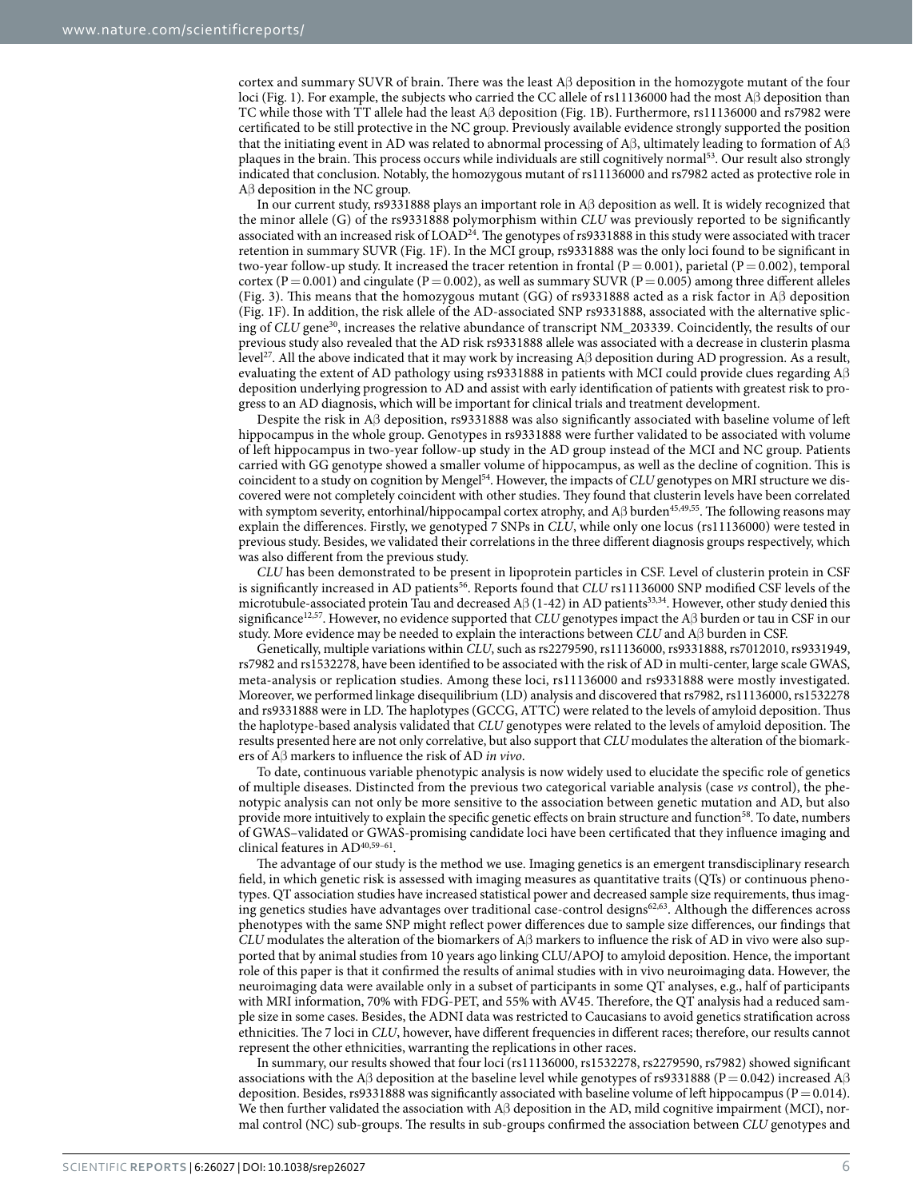cortex and summary SUVR of brain. There was the least Aβ deposition in the homozygote mutant of the four loci (Fig. 1). For example, the subjects who carried the CC allele of rs11136000 had the most Aβ deposition than TC while those with TT allele had the least Aβ deposition (Fig. 1B). Furthermore, rs11136000 and rs7982 were certificated to be still protective in the NC group. Previously available evidence strongly supported the position that the initiating event in AD was related to abnormal processing of Aβ, ultimately leading to formation of Aβ plaques in the brain. This process occurs while individuals are still cognitively normal[53]. Our result also strongly indicated that conclusion. Notably, the homozygous mutant of rs11136000 and rs7982 acted as protective role in Aβ deposition in the NC group.

In our current study, rs9331888 plays an important role in Aβ deposition as well. It is widely recognized that the minor allele (G) of the rs9331888 polymorphism within *CLU* was previously reported to be significantly associated with an increased risk of LOAD[24]. The genotypes of rs9331888 in this study were associated with tracer retention in summary SUVR (Fig. 1F). In the MCI group, rs9331888 was the only loci found to be significant in two-year follow-up study. It increased the tracer retention in frontal ($P = 0.001$), parietal ($P = 0.002$), temporal cortex ($P = 0.001$) and cingulate ($P = 0.002$), as well as summary SUVR ($P = 0.005$) among three different alleles (Fig. 3). This means that the homozygous mutant (GG) of rs9331888 acted as a risk factor in Aβ deposition (Fig. 1F). In addition, the risk allele of the AD-associated SNP rs9331888, associated with the alternative splicing of *CLU* gene[30], increases the relative abundance of transcript NM_203339. Coincidently, the results of our previous study also revealed that the AD risk rs9331888 allele was associated with a decrease in clusterin plasma level[27]. All the above indicated that it may work by increasing Aβ deposition during AD progression. As a result, evaluating the extent of AD pathology using rs9331888 in patients with MCI could provide clues regarding Aβ deposition underlying progression to AD and assist with early identification of patients with greatest risk to progress to an AD diagnosis, which will be important for clinical trials and treatment development.

Despite the risk in Aβ deposition, rs9331888 was also significantly associated with baseline volume of left hippocampus in the whole group. Genotypes in rs9331888 were further validated to be associated with volume of left hippocampus in two-year follow-up study in the AD group instead of the MCI and NC group. Patients carried with GG genotype showed a smaller volume of hippocampus, as well as the decline of cognition. This is coincident to a study on cognition by Mengel[54]. However, the impacts of *CLU* genotypes on MRI structure we discovered were not completely coincident with other studies. They found that clusterin levels have been correlated with symptom severity, entorhinal/hippocampal cortex atrophy, and Aβ burden[45,49,55]. The following reasons may explain the differences. Firstly, we genotyped 7 SNPs in *CLU*, while only one locus (rs11136000) were tested in previous study. Besides, we validated their correlations in the three different diagnosis groups respectively, which was also different from the previous study.

*CLU* has been demonstrated to be present in lipoprotein particles in CSF. Level of clusterin protein in CSF is significantly increased in AD patients[56]. Reports found that *CLU* rs11136000 SNP modified CSF levels of the microtubule-associated protein Tau and decreased Aβ (1-42) in AD patients[33,34]. However, other study denied this significance[12,57]. However, no evidence supported that *CLU* genotypes impact the Aβ burden or tau in CSF in our study. More evidence may be needed to explain the interactions between *CLU* and Aβ burden in CSF.

Genetically, multiple variations within *CLU*, such as rs2279590, rs11136000, rs9331888, rs7012010, rs9331949, rs7982 and rs1532278, have been identified to be associated with the risk of AD in multi-center, large scale GWAS, meta-analysis or replication studies. Among these loci, rs11136000 and rs9331888 were mostly investigated. Moreover, we performed linkage disequilibrium (LD) analysis and discovered that rs7982, rs11136000, rs1532278 and rs9331888 were in LD. The haplotypes (GCCG, ATTC) were related to the levels of amyloid deposition. Thus the haplotype-based analysis validated that *CLU* genotypes were related to the levels of amyloid deposition. The results presented here are not only correlative, but also support that *CLU* modulates the alteration of the biomarkers of Aβ markers to influence the risk of AD *in vivo*.

To date, continuous variable phenotypic analysis is now widely used to elucidate the specific role of genetics of multiple diseases. Distincted from the previous two categorical variable analysis (case *vs* control), the phenotypic analysis can not only be more sensitive to the association between genetic mutation and AD, but also provide more intuitively to explain the specific genetic effects on brain structure and function[58]. To date, numbers of GWAS–validated or GWAS-promising candidate loci have been certificated that they influence imaging and clinical features in AD[40,59–61].

The advantage of our study is the method we use. Imaging genetics is an emergent transdisciplinary research field, in which genetic risk is assessed with imaging measures as quantitative traits (QTs) or continuous phenotypes. QT association studies have increased statistical power and decreased sample size requirements, thus imaging genetics studies have advantages over traditional case-control designs[62,63]. Although the differences across phenotypes with the same SNP might reflect power differences due to sample size differences, our findings that *CLU* modulates the alteration of the biomarkers of Aβ markers to influence the risk of AD in vivo were also supported that by animal studies from 10 years ago linking CLU/APOJ to amyloid deposition. Hence, the important role of this paper is that it confirmed the results of animal studies with in vivo neuroimaging data. However, the neuroimaging data were available only in a subset of participants in some QT analyses, e.g., half of participants with MRI information, 70% with FDG-PET, and 55% with AV45. Therefore, the QT analysis had a reduced sample size in some cases. Besides, the ADNI data was restricted to Caucasians to avoid genetics stratification across ethnicities. The 7 loci in *CLU*, however, have different frequencies in different races; therefore, our results cannot represent the other ethnicities, warranting the replications in other races.

In summary, our results showed that four loci (rs11136000, rs1532278, rs2279590, rs7982) showed significant associations with the Aβ deposition at the baseline level while genotypes of rs9331888 ($P = 0.042$) increased Aβ deposition. Besides, rs9331888 was significantly associated with baseline volume of left hippocampus ($P = 0.014$). We then further validated the association with Aβ deposition in the AD, mild cognitive impairment (MCI), normal control (NC) sub-groups. The results in sub-groups confirmed the association between *CLU* genotypes and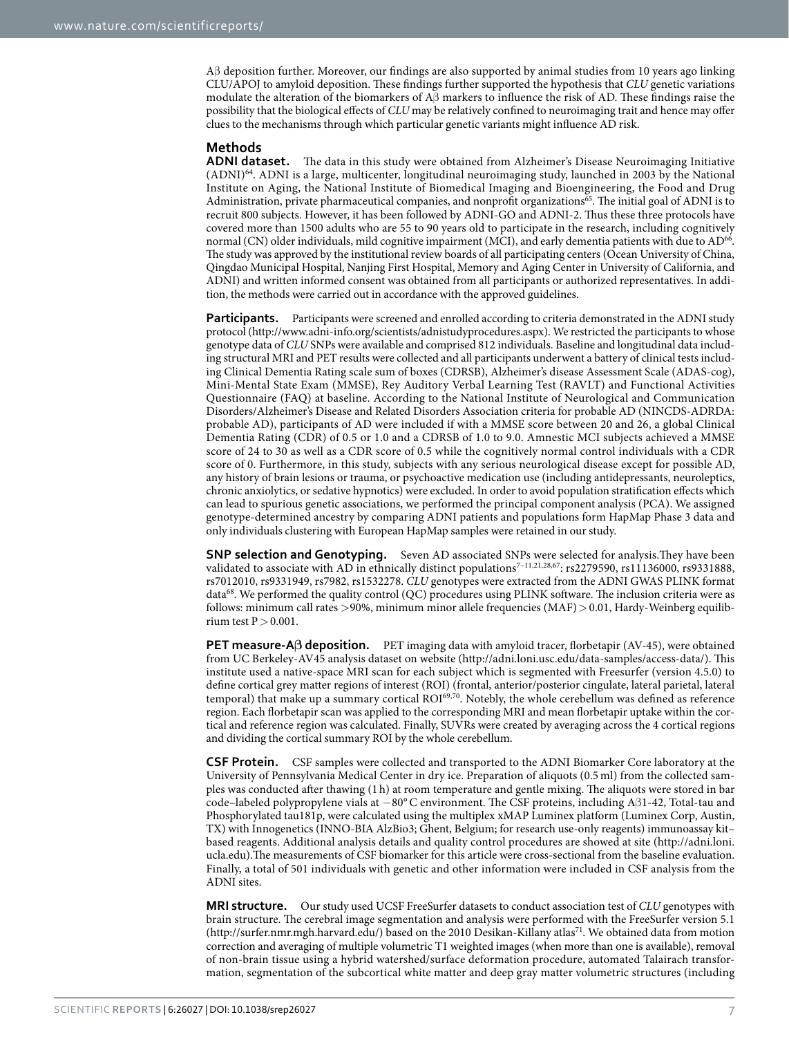Aβ deposition further. Moreover, our findings are also supported by animal studies from 10 years ago linking CLU/APOJ to amyloid deposition. These findings further supported the hypothesis that *CLU* genetic variations modulate the alteration of the biomarkers of Aβ markers to influence the risk of AD. These findings raise the possibility that the biological effects of *CLU* may be relatively confined to neuroimaging trait and hence may offer clues to the mechanisms through which particular genetic variants might influence AD risk.

## Methods

**ADNI dataset.** The data in this study were obtained from Alzheimer's Disease Neuroimaging Initiative (ADNI)[64]. ADNI is a large, multicenter, longitudinal neuroimaging study, launched in 2003 by the National Institute on Aging, the National Institute of Biomedical Imaging and Bioengineering, the Food and Drug Administration, private pharmaceutical companies, and nonprofit organizations[65]. The initial goal of ADNI is to recruit 800 subjects. However, it has been followed by ADNI-GO and ADNI-2. Thus these three protocols have covered more than 1500 adults who are 55 to 90 years old to participate in the research, including cognitively normal (CN) older individuals, mild cognitive impairment (MCI), and early dementia patients with due to AD[66]. The study was approved by the institutional review boards of all participating centers (Ocean University of China, Qingdao Municipal Hospital, Nanjing First Hospital, Memory and Aging Center in University of California, and ADNI) and written informed consent was obtained from all participants or authorized representatives. In addition, the methods were carried out in accordance with the approved guidelines.

**Participants.** Participants were screened and enrolled according to criteria demonstrated in the ADNI study protocol (http://www.adni-info.org/scientists/adnistudyprocedures.aspx). We restricted the participants to whose genotype data of *CLU* SNPs were available and comprised 812 individuals. Baseline and longitudinal data including structural MRI and PET results were collected and all participants underwent a battery of clinical tests including Clinical Dementia Rating scale sum of boxes (CDRSB), Alzheimer's disease Assessment Scale (ADAS-cog), Mini-Mental State Exam (MMSE), Rey Auditory Verbal Learning Test (RAVLT) and Functional Activities Questionnaire (FAQ) at baseline. According to the National Institute of Neurological and Communication Disorders/Alzheimer's Disease and Related Disorders Association criteria for probable AD (NINCDS-ADRDA: probable AD), participants of AD were included if with a MMSE score between 20 and 26, a global Clinical Dementia Rating (CDR) of 0.5 or 1.0 and a CDRSB of 1.0 to 9.0. Amnestic MCI subjects achieved a MMSE score of 24 to 30 as well as a CDR score of 0.5 while the cognitively normal control individuals with a CDR score of 0. Furthermore, in this study, subjects with any serious neurological disease except for possible AD, any history of brain lesions or trauma, or psychoactive medication use (including antidepressants, neuroleptics, chronic anxiolytics, or sedative hypnotics) were excluded. In order to avoid population stratification effects which can lead to spurious genetic associations, we performed the principal component analysis (PCA). We assigned genotype-determined ancestry by comparing ADNI patients and populations form HapMap Phase 3 data and only individuals clustering with European HapMap samples were retained in our study.

**SNP selection and Genotyping.** Seven AD associated SNPs were selected for analysis.They have been validated to associate with AD in ethnically distinct populations[7–11,21,28,67]: rs2279590, rs11136000, rs9331888, rs7012010, rs9331949, rs7982, rs1532278. *CLU* genotypes were extracted from the ADNI GWAS PLINK format data[68]. We performed the quality control (QC) procedures using PLINK software. The inclusion criteria were as follows: minimum call rates >90%, minimum minor allele frequencies (MAF) > 0.01, Hardy-Weinberg equilibrium test P > 0.001.

**PET measure-Aβ deposition.** PET imaging data with amyloid tracer, florbetapir (AV-45), were obtained from UC Berkeley-AV45 analysis dataset on website (http://adni.loni.usc.edu/data-samples/access-data/). This institute used a native-space MRI scan for each subject which is segmented with Freesurfer (version 4.5.0) to define cortical grey matter regions of interest (ROI) (frontal, anterior/posterior cingulate, lateral parietal, lateral temporal) that make up a summary cortical ROI[69,70]. Notebly, the whole cerebellum was defined as reference region. Each florbetapir scan was applied to the corresponding MRI and mean florbetapir uptake within the cortical and reference region was calculated. Finally, SUVRs were created by averaging across the 4 cortical regions and dividing the cortical summary ROI by the whole cerebellum.

**CSF Protein.** CSF samples were collected and transported to the ADNI Biomarker Core laboratory at the University of Pennsylvania Medical Center in dry ice. Preparation of aliquots (0.5 ml) from the collected samples was conducted after thawing (1 h) at room temperature and gentle mixing. The aliquots were stored in bar code–labeled polypropylene vials at −80° C environment. The CSF proteins, including Aβ1-42, Total-tau and Phosphorylated tau181p, were calculated using the multiplex xMAP Luminex platform (Luminex Corp, Austin, TX) with Innogenetics (INNO-BIA AlzBio3; Ghent, Belgium; for research use-only reagents) immunoassay kit–based reagents. Additional analysis details and quality control procedures are showed at site (http://adni.loni.ucla.edu).The measurements of CSF biomarker for this article were cross-sectional from the baseline evaluation. Finally, a total of 501 individuals with genetic and other information were included in CSF analysis from the ADNI sites.

**MRI structure.** Our study used UCSF FreeSurfer datasets to conduct association test of *CLU* genotypes with brain structure. The cerebral image segmentation and analysis were performed with the FreeSurfer version 5.1 (http://surfer.nmr.mgh.harvard.edu/) based on the 2010 Desikan-Killany atlas[71]. We obtained data from motion correction and averaging of multiple volumetric T1 weighted images (when more than one is available), removal of non-brain tissue using a hybrid watershed/surface deformation procedure, automated Talairach transformation, segmentation of the subcortical white matter and deep gray matter volumetric structures (including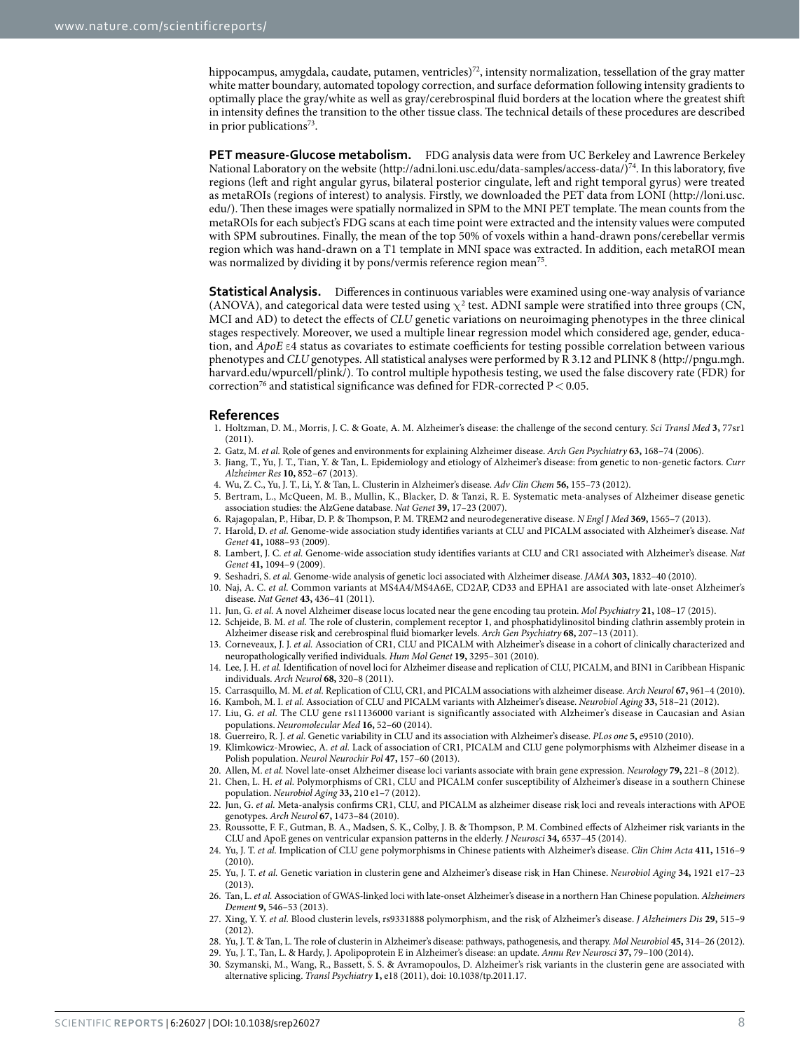hippocampus, amygdala, caudate, putamen, ventricles)[72], intensity normalization, tessellation of the gray matter white matter boundary, automated topology correction, and surface deformation following intensity gradients to optimally place the gray/white as well as gray/cerebrospinal fluid borders at the location where the greatest shift in intensity defines the transition to the other tissue class. The technical details of these procedures are described in prior publications[73].

**PET measure-Glucose metabolism.** FDG analysis data were from UC Berkeley and Lawrence Berkeley National Laboratory on the website (http://adni.loni.usc.edu/data-samples/access-data/)[74]. In this laboratory, five regions (left and right angular gyrus, bilateral posterior cingulate, left and right temporal gyrus) were treated as metaROIs (regions of interest) to analysis. Firstly, we downloaded the PET data from LONI (http://loni.usc.edu/). Then these images were spatially normalized in SPM to the MNI PET template. The mean counts from the metaROIs for each subject's FDG scans at each time point were extracted and the intensity values were computed with SPM subroutines. Finally, the mean of the top 50% of voxels within a hand-drawn pons/cerebellar vermis region which was hand-drawn on a T1 template in MNI space was extracted. In addition, each metaROI mean was normalized by dividing it by pons/vermis reference region mean[75].

**Statistical Analysis.** Differences in continuous variables were examined using one-way analysis of variance (ANOVA), and categorical data were tested using $\chi^2$ test. ADNI sample were stratified into three groups (CN, MCI and AD) to detect the effects of *CLU* genetic variations on neuroimaging phenotypes in the three clinical stages respectively. Moreover, we used a multiple linear regression model which considered age, gender, education, and *ApoE* ε4 status as covariates to estimate coefficients for testing possible correlation between various phenotypes and *CLU* genotypes. All statistical analyses were performed by R 3.12 and PLINK 8 (http://pngu.mgh.harvard.edu/wpurcell/plink/). To control multiple hypothesis testing, we used the false discovery rate (FDR) for correction[76] and statistical significance was defined for FDR-corrected $P < 0.05$.

## References

1. Holtzman, D. M., Morris, J. C. & Goate, A. M. Alzheimer's disease: the challenge of the second century. *Sci Transl Med* **3,** 77sr1 (2011).
2. Gatz, M. *et al.* Role of genes and environments for explaining Alzheimer disease. *Arch Gen Psychiatry* **63,** 168–74 (2006).
3. Jiang, T., Yu, J. T., Tian, Y. & Tan, L. Epidemiology and etiology of Alzheimer's disease: from genetic to non-genetic factors. *Curr Alzheimer Res* **10,** 852–67 (2013).
4. Wu, Z. C., Yu, J. T., Li, Y. & Tan, L. Clusterin in Alzheimer's disease. *Adv Clin Chem* **56,** 155–73 (2012).
5. Bertram, L., McQueen, M. B., Mullin, K., Blacker, D. & Tanzi, R. E. Systematic meta-analyses of Alzheimer disease genetic association studies: the AlzGene database. *Nat Genet* **39,** 17–23 (2007).
6. Rajagopalan, P., Hibar, D. P. & Thompson, P. M. TREM2 and neurodegenerative disease. *N Engl J Med* **369,** 1565–7 (2013).
7. Harold, D. *et al.* Genome-wide association study identifies variants at CLU and PICALM associated with Alzheimer's disease. *Nat Genet* **41,** 1088–93 (2009).
8. Lambert, J. C. *et al.* Genome-wide association study identifies variants at CLU and CR1 associated with Alzheimer's disease. *Nat Genet* **41,** 1094–9 (2009).
9. Seshadri, S. *et al.* Genome-wide analysis of genetic loci associated with Alzheimer disease. *JAMA* **303,** 1832–40 (2010).
10. Naj, A. C. *et al.* Common variants at MS4A4/MS4A6E, CD2AP, CD33 and EPHA1 are associated with late-onset Alzheimer's disease. *Nat Genet* **43,** 436–41 (2011).
11. Jun, G. *et al.* A novel Alzheimer disease locus located near the gene encoding tau protein. *Mol Psychiatry* **21,** 108–17 (2015).
12. Schjeide, B. M. *et al.* The role of clusterin, complement receptor 1, and phosphatidylinositol binding clathrin assembly protein in Alzheimer disease risk and cerebrospinal fluid biomarker levels. *Arch Gen Psychiatry* **68,** 207–13 (2011).
13. Corneveaux, J. J. *et al.* Association of CR1, CLU and PICALM with Alzheimer's disease in a cohort of clinically characterized and neuropathologically verified individuals. *Hum Mol Genet* **19,** 3295–301 (2010).
14. Lee, J. H. *et al.* Identification of novel loci for Alzheimer disease and replication of CLU, PICALM, and BIN1 in Caribbean Hispanic individuals. *Arch Neurol* **68,** 320–8 (2011).
15. Carrasquillo, M. M. *et al.* Replication of CLU, CR1, and PICALM associations with alzheimer disease. *Arch Neurol* **67,** 961–4 (2010).
16. Kamboh, M. I. *et al.* Association of CLU and PICALM variants with Alzheimer's disease. *Neurobiol Aging* **33,** 518–21 (2012).
17. Liu, G. *et al.* The CLU gene rs11136000 variant is significantly associated with Alzheimer's disease in Caucasian and Asian populations. *Neuromolecular Med* **16,** 52–60 (2014).
18. Guerreiro, R. J. *et al.* Genetic variability in CLU and its association with Alzheimer's disease. *PLos one* **5,** e9510 (2010).
19. Klimkowicz-Mrowiec, A. *et al.* Lack of association of CR1, PICALM and CLU gene polymorphisms with Alzheimer disease in a Polish population. *Neurol Neurochir Pol* **47,** 157–60 (2013).
20. Allen, M. *et al.* Novel late-onset Alzheimer disease loci variants associate with brain gene expression. *Neurology* **79,** 221–8 (2012).
21. Chen, L. H. *et al.* Polymorphisms of CR1, CLU and PICALM confer susceptibility of Alzheimer's disease in a southern Chinese population. *Neurobiol Aging* **33,** 210 e1–7 (2012).
22. Jun, G. *et al.* Meta-analysis confirms CR1, CLU, and PICALM as alzheimer disease risk loci and reveals interactions with APOE genotypes. *Arch Neurol* **67,** 1473–84 (2010).
23. Roussotte, F. F., Gutman, B. A., Madsen, S. K., Colby, J. B. & Thompson, P. M. Combined effects of Alzheimer risk variants in the CLU and ApoE genes on ventricular expansion patterns in the elderly. *J Neurosci* **34,** 6537–45 (2014).
24. Yu, J. T. *et al.* Implication of CLU gene polymorphisms in Chinese patients with Alzheimer's disease. *Clin Chim Acta* **411,** 1516–9 (2010).
25. Yu, J. T. *et al.* Genetic variation in clusterin gene and Alzheimer's disease risk in Han Chinese. *Neurobiol Aging* **34,** 1921 e17–23 (2013).
26. Tan, L. *et al.* Association of GWAS-linked loci with late-onset Alzheimer's disease in a northern Han Chinese population. *Alzheimers Dement* **9,** 546–53 (2013).
27. Xing, Y. Y. *et al.* Blood clusterin levels, rs9331888 polymorphism, and the risk of Alzheimer's disease. *J Alzheimers Dis* **29,** 515–9 (2012).
28. Yu, J. T. & Tan, L. The role of clusterin in Alzheimer's disease: pathways, pathogenesis, and therapy. *Mol Neurobiol* **45,** 314–26 (2012).
29. Yu, J. T., Tan, L. & Hardy, J. Apolipoprotein E in Alzheimer's disease: an update. *Annu Rev Neurosci* **37,** 79–100 (2014).
30. Szymanski, M., Wang, R., Bassett, S. S. & Avramopoulos, D. Alzheimer's risk variants in the clusterin gene are associated with alternative splicing. *Transl Psychiatry* **1,** e18 (2011), doi: 10.1038/tp.2011.17.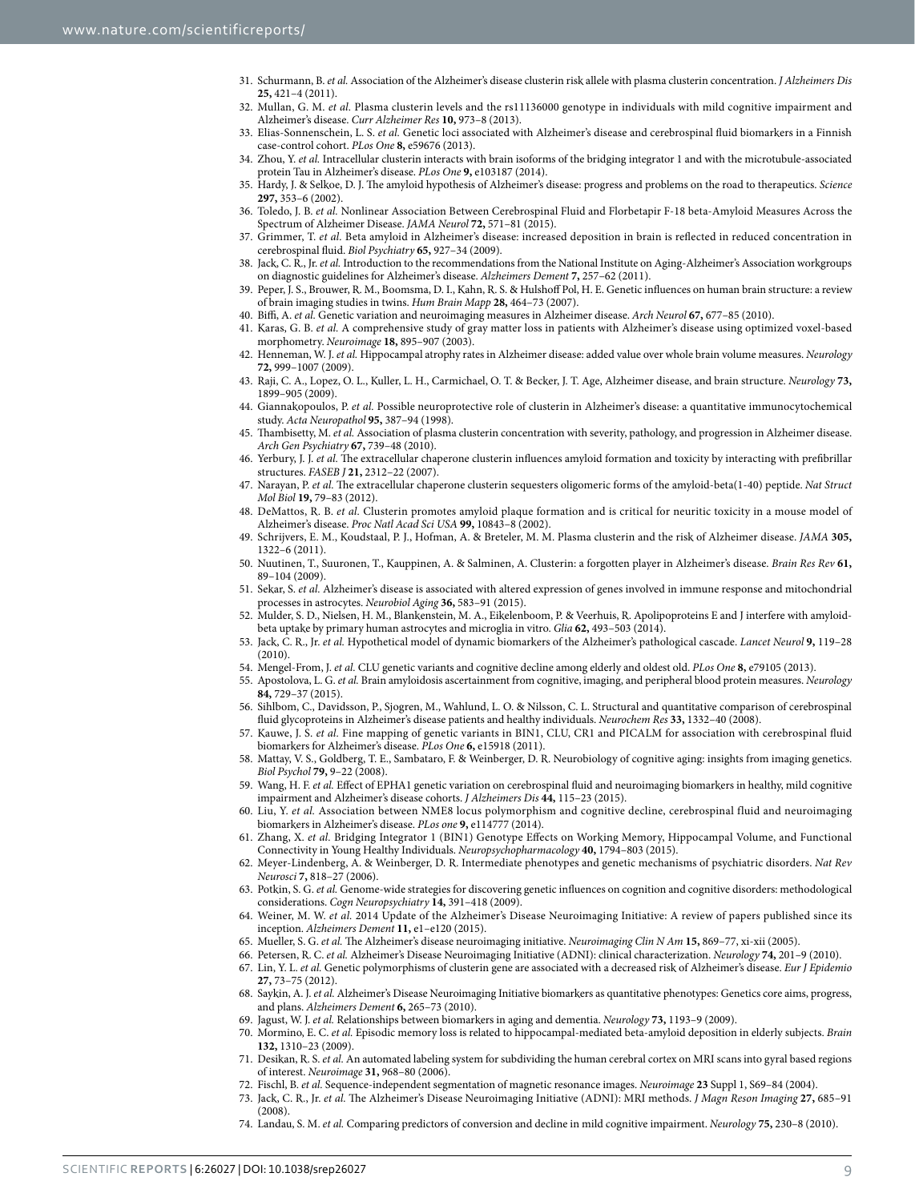31. Schurmann, B. *et al.* Association of the Alzheimer's disease clusterin risk allele with plasma clusterin concentration. *J Alzheimers Dis* **25,** 421–4 (2011).
32. Mullan, G. M. *et al.* Plasma clusterin levels and the rs11136000 genotype in individuals with mild cognitive impairment and Alzheimer's disease. *Curr Alzheimer Res* **10,** 973–8 (2013).
33. Elias-Sonnenschein, L. S. *et al.* Genetic loci associated with Alzheimer's disease and cerebrospinal fluid biomarkers in a Finnish case-control cohort. *PLos One* **8,** e59676 (2013).
34. Zhou, Y. *et al.* Intracellular clusterin interacts with brain isoforms of the bridging integrator 1 and with the microtubule-associated protein Tau in Alzheimer's disease. *PLos One* **9,** e103187 (2014).
35. Hardy, J. & Selkoe, D. J. The amyloid hypothesis of Alzheimer's disease: progress and problems on the road to therapeutics. *Science* **297,** 353–6 (2002).
36. Toledo, J. B. *et al.* Nonlinear Association Between Cerebrospinal Fluid and Florbetapir F-18 beta-Amyloid Measures Across the Spectrum of Alzheimer Disease. *JAMA Neurol* **72,** 571–81 (2015).
37. Grimmer, T. *et al.* Beta amyloid in Alzheimer's disease: increased deposition in brain is reflected in reduced concentration in cerebrospinal fluid. *Biol Psychiatry* **65,** 927–34 (2009).
38. Jack, C. R., Jr. *et al.* Introduction to the recommendations from the National Institute on Aging-Alzheimer's Association workgroups on diagnostic guidelines for Alzheimer's disease. *Alzheimers Dement* **7,** 257–62 (2011).
39. Peper, J. S., Brouwer, R. M., Boomsma, D. I., Kahn, R. S. & Hulshoff Pol, H. E. Genetic influences on human brain structure: a review of brain imaging studies in twins. *Hum Brain Mapp* **28,** 464–73 (2007).
40. Biffi, A. *et al.* Genetic variation and neuroimaging measures in Alzheimer disease. *Arch Neurol* **67,** 677–85 (2010).
41. Karas, G. B. *et al.* A comprehensive study of gray matter loss in patients with Alzheimer's disease using optimized voxel-based morphometry. *Neuroimage* **18,** 895–907 (2003).
42. Henneman, W. J. *et al.* Hippocampal atrophy rates in Alzheimer disease: added value over whole brain volume measures. *Neurology* **72,** 999–1007 (2009).
43. Raji, C. A., Lopez, O. L., Kuller, L. H., Carmichael, O. T. & Becker, J. T. Age, Alzheimer disease, and brain structure. *Neurology* **73,** 1899–905 (2009).
44. Giannakopoulos, P. *et al.* Possible neuroprotective role of clusterin in Alzheimer's disease: a quantitative immunocytochemical study. *Acta Neuropathol* **95,** 387–94 (1998).
45. Thambisetty, M. *et al.* Association of plasma clusterin concentration with severity, pathology, and progression in Alzheimer disease. *Arch Gen Psychiatry* **67,** 739–48 (2010).
46. Yerbury, J. J. *et al.* The extracellular chaperone clusterin influences amyloid formation and toxicity by interacting with prefibrillar structures. *FASEB J* **21,** 2312–22 (2007).
47. Narayan, P. *et al.* The extracellular chaperone clusterin sequesters oligomeric forms of the amyloid-beta(1-40) peptide. *Nat Struct Mol Biol* **19,** 79–83 (2012).
48. DeMattos, R. B. *et al.* Clusterin promotes amyloid plaque formation and is critical for neuritic toxicity in a mouse model of Alzheimer's disease. *Proc Natl Acad Sci USA* **99,** 10843–8 (2002).
49. Schrijvers, E. M., Koudstaal, P. J., Hofman, A. & Breteler, M. M. Plasma clusterin and the risk of Alzheimer disease. *JAMA* **305,** 1322–6 (2011).
50. Nuutinen, T., Suuronen, T., Kauppinen, A. & Salminen, A. Clusterin: a forgotten player in Alzheimer's disease. *Brain Res Rev* **61,** 89–104 (2009).
51. Sekar, S. *et al.* Alzheimer's disease is associated with altered expression of genes involved in immune response and mitochondrial processes in astrocytes. *Neurobiol Aging* **36,** 583–91 (2015).
52. Mulder, S. D., Nielsen, H. M., Blankenstein, M. A., Eikelenboom, P. & Veerhuis, R. Apolipoproteins E and J interfere with amyloid-beta uptake by primary human astrocytes and microglia in vitro. *Glia* **62,** 493–503 (2014).
53. Jack, C. R., Jr. *et al.* Hypothetical model of dynamic biomarkers of the Alzheimer's pathological cascade. *Lancet Neurol* **9,** 119–28 (2010).
54. Mengel-From, J. *et al.* CLU genetic variants and cognitive decline among elderly and oldest old. *PLos One* **8,** e79105 (2013).
55. Apostolova, L. G. *et al.* Brain amyloidosis ascertainment from cognitive, imaging, and peripheral blood protein measures. *Neurology* **84,** 729–37 (2015).
56. Sihlbom, C., Davidsson, P., Sjogren, M., Wahlund, L. O. & Nilsson, C. L. Structural and quantitative comparison of cerebrospinal fluid glycoproteins in Alzheimer's disease patients and healthy individuals. *Neurochem Res* **33,** 1332–40 (2008).
57. Kauwe, J. S. *et al.* Fine mapping of genetic variants in BIN1, CLU, CR1 and PICALM for association with cerebrospinal fluid biomarkers for Alzheimer's disease. *PLos One* **6,** e15918 (2011).
58. Mattay, V. S., Goldberg, T. E., Sambataro, F. & Weinberger, D. R. Neurobiology of cognitive aging: insights from imaging genetics. *Biol Psychol* **79,** 9–22 (2008).
59. Wang, H. F. *et al.* Effect of EPHA1 genetic variation on cerebrospinal fluid and neuroimaging biomarkers in healthy, mild cognitive impairment and Alzheimer's disease cohorts. *J Alzheimers Dis* **44,** 115–23 (2015).
60. Liu, Y. *et al.* Association between NME8 locus polymorphism and cognitive decline, cerebrospinal fluid and neuroimaging biomarkers in Alzheimer's disease. *PLos one* **9,** e114777 (2014).
61. Zhang, X. *et al.* Bridging Integrator 1 (BIN1) Genotype Effects on Working Memory, Hippocampal Volume, and Functional Connectivity in Young Healthy Individuals. *Neuropsychopharmacology* **40,** 1794–803 (2015).
62. Meyer-Lindenberg, A. & Weinberger, D. R. Intermediate phenotypes and genetic mechanisms of psychiatric disorders. *Nat Rev Neurosci* **7,** 818–27 (2006).
63. Potkin, S. G. *et al.* Genome-wide strategies for discovering genetic influences on cognition and cognitive disorders: methodological considerations. *Cogn Neuropsychiatry* **14,** 391–418 (2009).
64. Weiner, M. W. *et al.* 2014 Update of the Alzheimer's Disease Neuroimaging Initiative: A review of papers published since its inception. *Alzheimers Dement* **11,** e1–e120 (2015).
65. Mueller, S. G. *et al.* The Alzheimer's disease neuroimaging initiative. *Neuroimaging Clin N Am* **15,** 869–77, xi-xii (2005).
66. Petersen, R. C. *et al.* Alzheimer's Disease Neuroimaging Initiative (ADNI): clinical characterization. *Neurology* **74,** 201–9 (2010).
67. Lin, Y. L. *et al.* Genetic polymorphisms of clusterin gene are associated with a decreased risk of Alzheimer's disease. *Eur J Epidemio* **27,** 73–75 (2012).
68. Saykin, A. J. *et al.* Alzheimer's Disease Neuroimaging Initiative biomarkers as quantitative phenotypes: Genetics core aims, progress, and plans. *Alzheimers Dement* **6,** 265–73 (2010).
69. Jagust, W. J. *et al.* Relationships between biomarkers in aging and dementia. *Neurology* **73,** 1193–9 (2009).
70. Mormino, E. C. *et al.* Episodic memory loss is related to hippocampal-mediated beta-amyloid deposition in elderly subjects. *Brain* **132,** 1310–23 (2009).
71. Desikan, R. S. *et al.* An automated labeling system for subdividing the human cerebral cortex on MRI scans into gyral based regions of interest. *Neuroimage* **31,** 968–80 (2006).
72. Fischl, B. *et al.* Sequence-independent segmentation of magnetic resonance images. *Neuroimage* **23** Suppl 1, S69–84 (2004).
73. Jack, C. R., Jr. *et al.* The Alzheimer's Disease Neuroimaging Initiative (ADNI): MRI methods. *J Magn Reson Imaging* **27,** 685–91 (2008).
74. Landau, S. M. *et al.* Comparing predictors of conversion and decline in mild cognitive impairment. *Neurology* **75,** 230–8 (2010).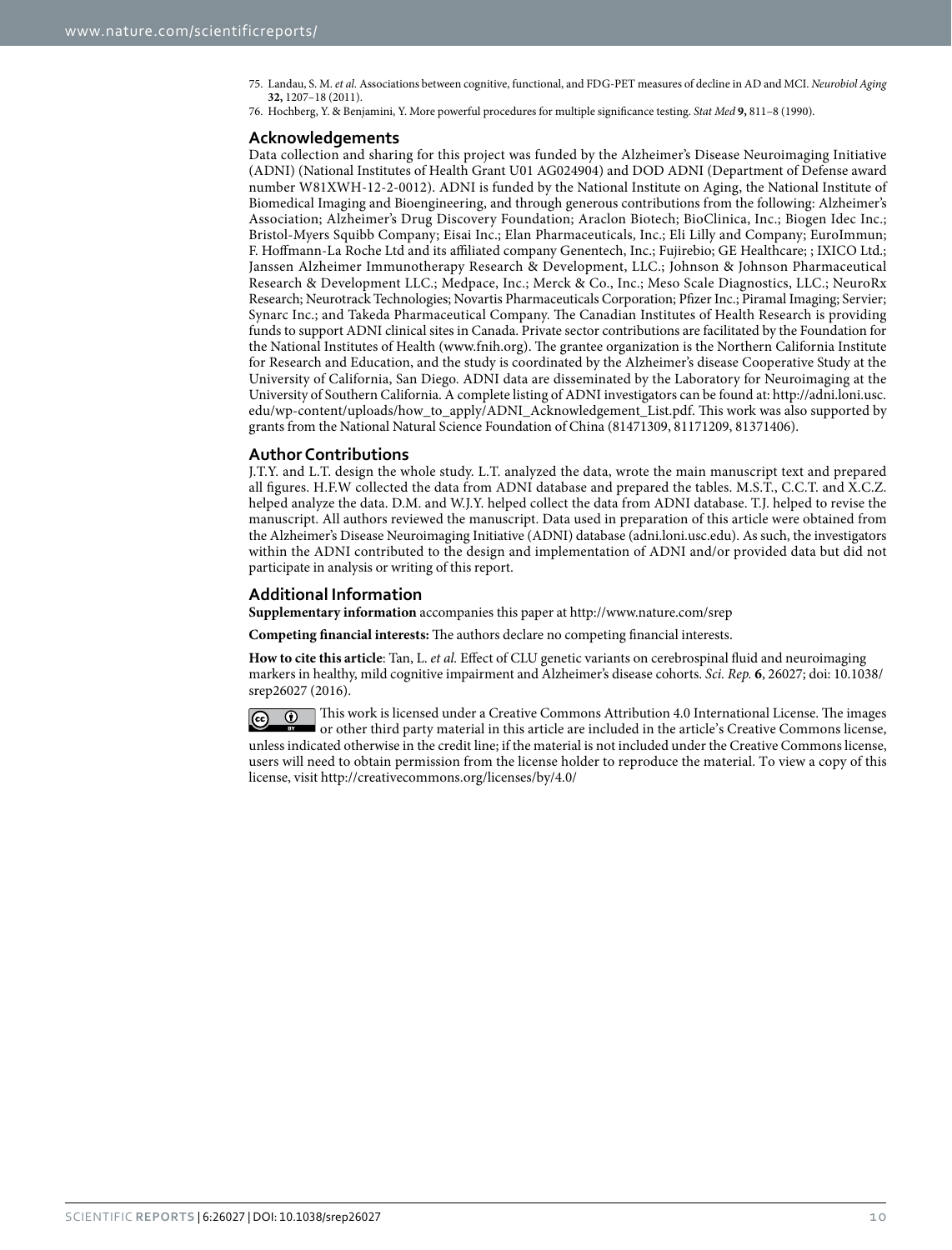75. Landau, S. M. *et al.* Associations between cognitive, functional, and FDG-PET measures of decline in AD and MCI. *Neurobiol Aging* **32,** 1207–18 (2011).
76. Hochberg, Y. & Benjamini, Y. More powerful procedures for multiple significance testing. *Stat Med* **9,** 811–8 (1990).

## Acknowledgements

Data collection and sharing for this project was funded by the Alzheimer's Disease Neuroimaging Initiative (ADNI) (National Institutes of Health Grant U01 AG024904) and DOD ADNI (Department of Defense award number W81XWH-12-2-0012). ADNI is funded by the National Institute on Aging, the National Institute of Biomedical Imaging and Bioengineering, and through generous contributions from the following: Alzheimer's Association; Alzheimer's Drug Discovery Foundation; Araclon Biotech; BioClinica, Inc.; Biogen Idec Inc.; Bristol-Myers Squibb Company; Eisai Inc.; Elan Pharmaceuticals, Inc.; Eli Lilly and Company; EuroImmun; F. Hoffmann-La Roche Ltd and its affiliated company Genentech, Inc.; Fujirebio; GE Healthcare; ; IXICO Ltd.; Janssen Alzheimer Immunotherapy Research & Development, LLC.; Johnson & Johnson Pharmaceutical Research & Development LLC.; Medpace, Inc.; Merck & Co., Inc.; Meso Scale Diagnostics, LLC.; NeuroRx Research; Neurotrack Technologies; Novartis Pharmaceuticals Corporation; Pfizer Inc.; Piramal Imaging; Servier; Synarc Inc.; and Takeda Pharmaceutical Company. The Canadian Institutes of Health Research is providing funds to support ADNI clinical sites in Canada. Private sector contributions are facilitated by the Foundation for the National Institutes of Health (www.fnih.org). The grantee organization is the Northern California Institute for Research and Education, and the study is coordinated by the Alzheimer's disease Cooperative Study at the University of California, San Diego. ADNI data are disseminated by the Laboratory for Neuroimaging at the University of Southern California. A complete listing of ADNI investigators can be found at: http://adni.loni.usc.edu/wp-content/uploads/how_to_apply/ADNI_Acknowledgement_List.pdf. This work was also supported by grants from the National Natural Science Foundation of China (81471309, 81171209, 81371406).

## Author Contributions

J.T.Y. and L.T. design the whole study. L.T. analyzed the data, wrote the main manuscript text and prepared all figures. H.F.W collected the data from ADNI database and prepared the tables. M.S.T., C.C.T. and X.C.Z. helped analyze the data. D.M. and W.J.Y. helped collect the data from ADNI database. T.J. helped to revise the manuscript. All authors reviewed the manuscript. Data used in preparation of this article were obtained from the Alzheimer's Disease Neuroimaging Initiative (ADNI) database (adni.loni.usc.edu). As such, the investigators within the ADNI contributed to the design and implementation of ADNI and/or provided data but did not participate in analysis or writing of this report.

## Additional Information

**Supplementary information** accompanies this paper at http://www.nature.com/srep

**Competing financial interests:** The authors declare no competing financial interests.

**How to cite this article**: Tan, L. *et al.* Effect of CLU genetic variants on cerebrospinal fluid and neuroimaging markers in healthy, mild cognitive impairment and Alzheimer's disease cohorts. *Sci. Rep.* **6**, 26027; doi: 10.1038/srep26027 (2016).

This work is licensed under a Creative Commons Attribution 4.0 International License. The images or other third party material in this article are included in the article's Creative Commons license, unless indicated otherwise in the credit line; if the material is not included under the Creative Commons license, users will need to obtain permission from the license holder to reproduce the material. To view a copy of this license, visit http://creativecommons.org/licenses/by/4.0/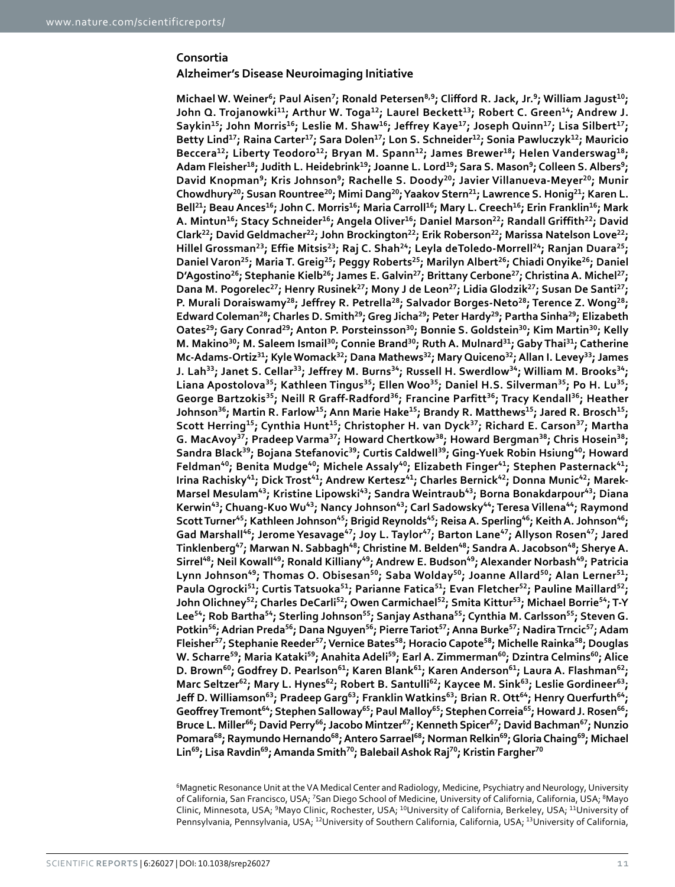## Consortia

### Alzheimer's Disease Neuroimaging Initiative

**Michael W. Weiner[6]; Paul Aisen[7]; Ronald Petersen[8,9]; Clifford R. Jack, Jr.[9]; William Jagust[10]; John Q. Trojanowki[11]; Arthur W. Toga[12]; Laurel Beckett[13]; Robert C. Green[14]; Andrew J. Saykin[15]; John Morris[16]; Leslie M. Shaw[16]; Jeffrey Kaye[17]; Joseph Quinn[17]; Lisa Silbert[17]; Betty Lind[17]; Raina Carter[17]; Sara Dolen[17]; Lon S. Schneider[12]; Sonia Pawluczyk[12]; Mauricio Beccera[12]; Liberty Teodoro[12]; Bryan M. Spann[12]; James Brewer[18]; Helen Vanderswag[18]; Adam Fleisher[18]; Judith L. Heidebrink[19]; Joanne L. Lord[19]; Sara S. Mason[9]; Colleen S. Albers[9]; David Knopman[9]; Kris Johnson[9]; Rachelle S. Doody[20]; Javier Villanueva-Meyer[20]; Munir Chowdhury[20]; Susan Rountree[20]; Mimi Dang[20]; Yaakov Stern[21]; Lawrence S. Honig[21]; Karen L. Bell[21]; Beau Ances[16]; John C. Morris[16]; Maria Carroll[16]; Mary L. Creech[16]; Erin Franklin[16]; Mark A. Mintun[16]; Stacy Schneider[16]; Angela Oliver[16]; Daniel Marson[22]; Randall Griffith[22]; David Clark[22]; David Geldmacher[22]; John Brockington[22]; Erik Roberson[22]; Marissa Natelson Love[22]; Hillel Grossman[23]; Effie Mitsis[23]; Raj C. Shah[24]; Leyla deToledo-Morrell[24]; Ranjan Duara[25]; Daniel Varon[25]; Maria T. Greig[25]; Peggy Roberts[25]; Marilyn Albert[26]; Chiadi Onyike[26]; Daniel D'Agostino[26]; Stephanie Kielb[26]; James E. Galvin[27]; Brittany Cerbone[27]; Christina A. Michel[27]; Dana M. Pogorelec[27]; Henry Rusinek[27]; Mony J de Leon[27]; Lidia Glodzik[27]; Susan De Santi[27]; P. Murali Doraiswamy[28]; Jeffrey R. Petrella[28]; Salvador Borges-Neto[28]; Terence Z. Wong[28]; Edward Coleman[28]; Charles D. Smith[29]; Greg Jicha[29]; Peter Hardy[29]; Partha Sinha[29]; Elizabeth Oates[29]; Gary Conrad[29]; Anton P. Porsteinsson[30]; Bonnie S. Goldstein[30]; Kim Martin[30]; Kelly M. Makino[30]; M. Saleem Ismail[30]; Connie Brand[30]; Ruth A. Mulnard[31]; Gaby Thai[31]; Catherine Mc-Adams-Ortiz[31]; Kyle Womack[32]; Dana Mathews[32]; Mary Quiceno[32]; Allan I. Levey[33]; James J. Lah[33]; Janet S. Cellar[33]; Jeffrey M. Burns[34]; Russell H. Swerdlow[34]; William M. Brooks[34]; Liana Apostolova[35]; Kathleen Tingus[35]; Ellen Woo[35]; Daniel H.S. Silverman[35]; Po H. Lu[35]; George Bartzokis[35]; Neill R Graff-Radford[36]; Francine Parfitt[36]; Tracy Kendall[36]; Heather Johnson[36]; Martin R. Farlow[15]; Ann Marie Hake[15]; Brandy R. Matthews[15]; Jared R. Brosch[15]; Scott Herring[15]; Cynthia Hunt[15]; Christopher H. van Dyck[37]; Richard E. Carson[37]; Martha G. MacAvoy[37]; Pradeep Varma[37]; Howard Chertkow[38]; Howard Bergman[38]; Chris Hosein[38]; Sandra Black[39]; Bojana Stefanovic[39]; Curtis Caldwell[39]; Ging-Yuek Robin Hsiung[40]; Howard Feldman[40]; Benita Mudge[40]; Michele Assaly[40]; Elizabeth Finger[41]; Stephen Pasternack[41]; Irina Rachisky[41]; Dick Trost[41]; Andrew Kertesz[41]; Charles Bernick[42]; Donna Munic[42]; Marek-Marsel Mesulam[43]; Kristine Lipowski[43]; Sandra Weintraub[43]; Borna Bonakdarpour[43]; Diana Kerwin[43]; Chuang-Kuo Wu[43]; Nancy Johnson[43]; Carl Sadowsky[44]; Teresa Villena[44]; Raymond Scott Turner[45]; Kathleen Johnson[45]; Brigid Reynolds[45]; Reisa A. Sperling[46]; Keith A. Johnson[46]; Gad Marshall[46]; Jerome Yesavage[47]; Joy L. Taylor[47]; Barton Lane[47]; Allyson Rosen[47]; Jared Tinklenberg[47]; Marwan N. Sabbagh[48]; Christine M. Belden[48]; Sandra A. Jacobson[48]; Sherye A. Sirrel[48]; Neil Kowall[49]; Ronald Killiany[49]; Andrew E. Budson[49]; Alexander Norbash[49]; Patricia Lynn Johnson[49]; Thomas O. Obisesan[50]; Saba Wolday[50]; Joanne Allard[50]; Alan Lerner[51]; Paula Ogrocki[51]; Curtis Tatsuoka[51]; Parianne Fatica[51]; Evan Fletcher[52]; Pauline Maillard[52]; John Olichney[52]; Charles DeCarli[52]; Owen Carmichael[52]; Smita Kittur[53]; Michael Borrie[54]; T-Y Lee[54]; Rob Bartha[54]; Sterling Johnson[55]; Sanjay Asthana[55]; Cynthia M. Carlsson[55]; Steven G. Potkin[56]; Adrian Preda[56]; Dana Nguyen[56]; Pierre Tariot[57]; Anna Burke[57]; Nadira Trncic[57]; Adam Fleisher[57]; Stephanie Reeder[57]; Vernice Bates[58]; Horacio Capote[58]; Michelle Rainka[58]; Douglas W. Scharre[59]; Maria Kataki[59]; Anahita Adeli[59]; Earl A. Zimmerman[60]; Dzintra Celmins[60]; Alice D. Brown[60]; Godfrey D. Pearlson[61]; Karen Blank[61]; Karen Anderson[61]; Laura A. Flashman[62]; Marc Seltzer[62]; Mary L. Hynes[62]; Robert B. Santulli[62]; Kaycee M. Sink[63]; Leslie Gordineer[63]; Jeff D. Williamson[63]; Pradeep Garg[63]; Franklin Watkins[63]; Brian R. Ott[64]; Henry Querfurth[64]; Geoffrey Tremont[64]; Stephen Salloway[65]; Paul Malloy[65]; Stephen Correia[65]; Howard J. Rosen[66]; Bruce L. Miller[66]; David Perry[66]; Jacobo Mintzer[67]; Kenneth Spicer[67]; David Bachman[67]; Nunzio Pomara[68]; Raymundo Hernando[68]; Antero Sarrael[68]; Norman Relkin[69]; Gloria Chaing[69]; Michael Lin[69]; Lisa Ravdin[69]; Amanda Smith[70]; Balebail Ashok Raj[70]; Kristin Fargher[70]**

[6]Magnetic Resonance Unit at the VA Medical Center and Radiology, Medicine, Psychiatry and Neurology, University of California, San Francisco, USA; [7]San Diego School of Medicine, University of California, California, USA; [8]Mayo Clinic, Minnesota, USA; [9]Mayo Clinic, Rochester, USA; [10]University of California, Berkeley, USA; [11]University of Pennsylvania, Pennsylvania, USA; [12]University of Southern California, California, USA; [13]University of California,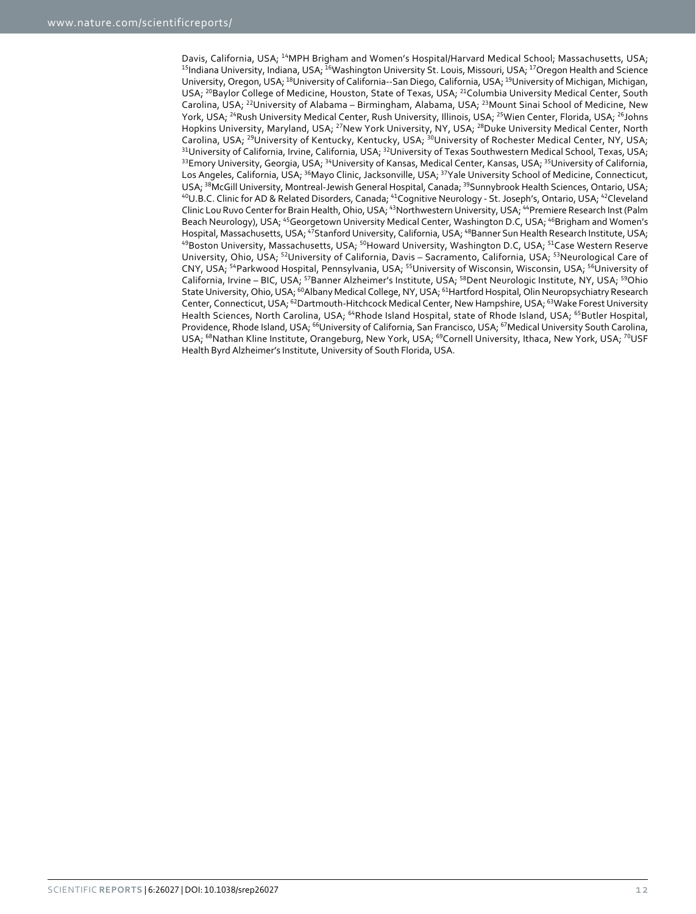Davis, California, USA; [14]MPH Brigham and Women's Hospital/Harvard Medical School; Massachusetts, USA; [15]Indiana University, Indiana, USA; [16]Washington University St. Louis, Missouri, USA; [17]Oregon Health and Science University, Oregon, USA; [18]University of California--San Diego, California, USA; [19]University of Michigan, Michigan, USA; [20]Baylor College of Medicine, Houston, State of Texas, USA; [21]Columbia University Medical Center, South Carolina, USA; [22]University of Alabama – Birmingham, Alabama, USA; [23]Mount Sinai School of Medicine, New York, USA; [24]Rush University Medical Center, Rush University, Illinois, USA; [25]Wien Center, Florida, USA; [26]Johns Hopkins University, Maryland, USA; [27]New York University, NY, USA; [28]Duke University Medical Center, North Carolina, USA; [29]University of Kentucky, Kentucky, USA; [30]University of Rochester Medical Center, NY, USA; [31]University of California, Irvine, California, USA; [32]University of Texas Southwestern Medical School, Texas, USA; [33]Emory University, Georgia, USA; [34]University of Kansas, Medical Center, Kansas, USA; [35]University of California, Los Angeles, California, USA; [36]Mayo Clinic, Jacksonville, USA; [37]Yale University School of Medicine, Connecticut, USA; [38]McGill University, Montreal-Jewish General Hospital, Canada; [39]Sunnybrook Health Sciences, Ontario, USA; [40]U.B.C. Clinic for AD & Related Disorders, Canada; [41]Cognitive Neurology - St. Joseph's, Ontario, USA; [42]Cleveland Clinic Lou Ruvo Center for Brain Health, Ohio, USA; [43]Northwestern University, USA; [44]Premiere Research Inst (Palm Beach Neurology), USA; [45]Georgetown University Medical Center, Washington D.C, USA; [46]Brigham and Women's Hospital, Massachusetts, USA; [47]Stanford University, California, USA; [48]Banner Sun Health Research Institute, USA; [49]Boston University, Massachusetts, USA; [50]Howard University, Washington D.C, USA; [51]Case Western Reserve University, Ohio, USA; [52]University of California, Davis – Sacramento, California, USA; [53]Neurological Care of CNY, USA; [54]Parkwood Hospital, Pennsylvania, USA; [55]University of Wisconsin, Wisconsin, USA; [56]University of California, Irvine – BIC, USA; [57]Banner Alzheimer's Institute, USA; [58]Dent Neurologic Institute, NY, USA; [59]Ohio State University, Ohio, USA; [60]Albany Medical College, NY, USA; [61]Hartford Hospital, Olin Neuropsychiatry Research Center, Connecticut, USA; [62]Dartmouth-Hitchcock Medical Center, New Hampshire, USA; [63]Wake Forest University Health Sciences, North Carolina, USA; [64]Rhode Island Hospital, state of Rhode Island, USA; [65]Butler Hospital, Providence, Rhode Island, USA; [66]University of California, San Francisco, USA; [67]Medical University South Carolina, USA; [68]Nathan Kline Institute, Orangeburg, New York, USA; [69]Cornell University, Ithaca, New York, USA; [70]USF Health Byrd Alzheimer's Institute, University of South Florida, USA.